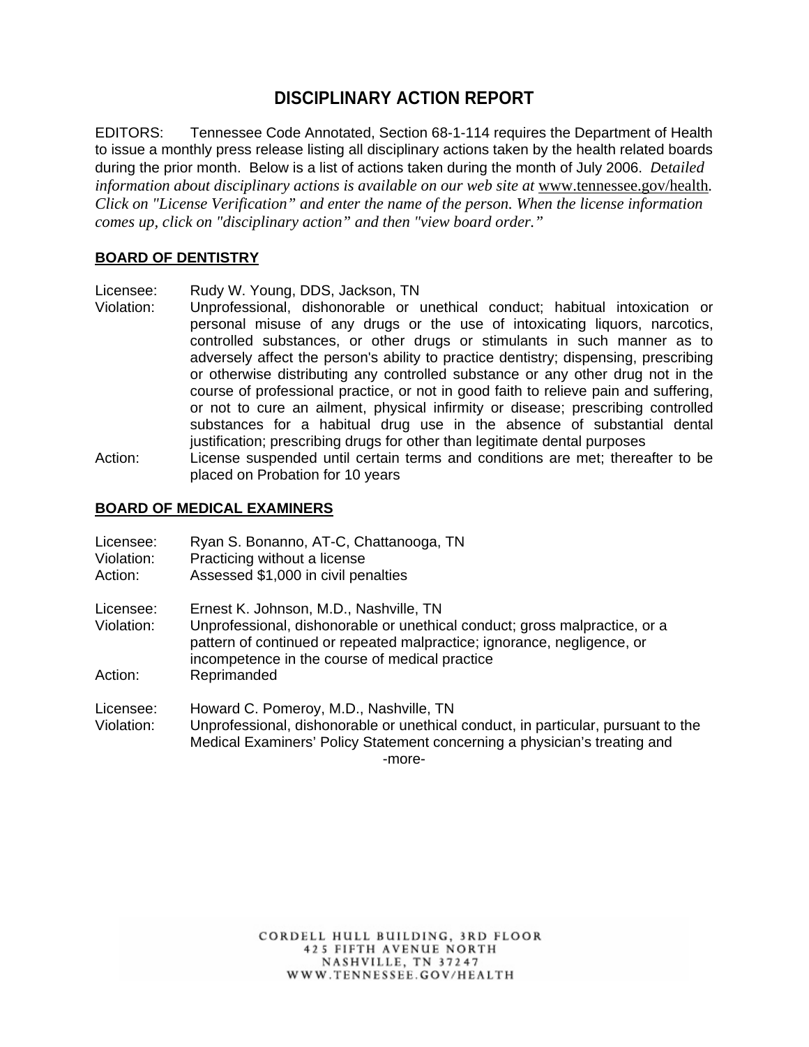# DISCIPLINARY ACTION REPORT

EDITORS: Tennessee Code Annotated, Section 68-1-114 requires the Department of Health to issue a monthly press release listing all disciplinary actions taken by the health related boards during the prior month. Below is a list of actions taken during the month of July 2006. *Detailed information about disciplinary actions is available on our web site at* www.tennessee.gov/health*. Click on "License Verification" and enter the name of the person. When the license information comes up, click on "disciplinary action" and then "view board order."*

## BOARD OF DENTISTRY

Licensee: Rudy W. Young, DDS, Jackson, TN
Violation: Unprofessional, dishonorable or unethical conduct; habitual intoxication or personal misuse of any drugs or the use of intoxicating liquors, narcotics, controlled substances, or other drugs or stimulants in such manner as to adversely affect the person's ability to practice dentistry; dispensing, prescribing or otherwise distributing any controlled substance or any other drug not in the course of professional practice, or not in good faith to relieve pain and suffering, or not to cure an ailment, physical infirmity or disease; prescribing controlled substances for a habitual drug use in the absence of substantial dental justification; prescribing drugs for other than legitimate dental purposes
Action: License suspended until certain terms and conditions are met; thereafter to be placed on Probation for 10 years

## BOARD OF MEDICAL EXAMINERS

Licensee: Ryan S. Bonanno, AT-C, Chattanooga, TN
Violation: Practicing without a license
Action: Assessed $1,000 in civil penalties

Licensee: Ernest K. Johnson, M.D., Nashville, TN
Violation: Unprofessional, dishonorable or unethical conduct; gross malpractice, or a pattern of continued or repeated malpractice; ignorance, negligence, or incompetence in the course of medical practice
Action: Reprimanded

Licensee: Howard C. Pomeroy, M.D., Nashville, TN
Violation: Unprofessional, dishonorable or unethical conduct, in particular, pursuant to the Medical Examiners' Policy Statement concerning a physician's treating and

-more-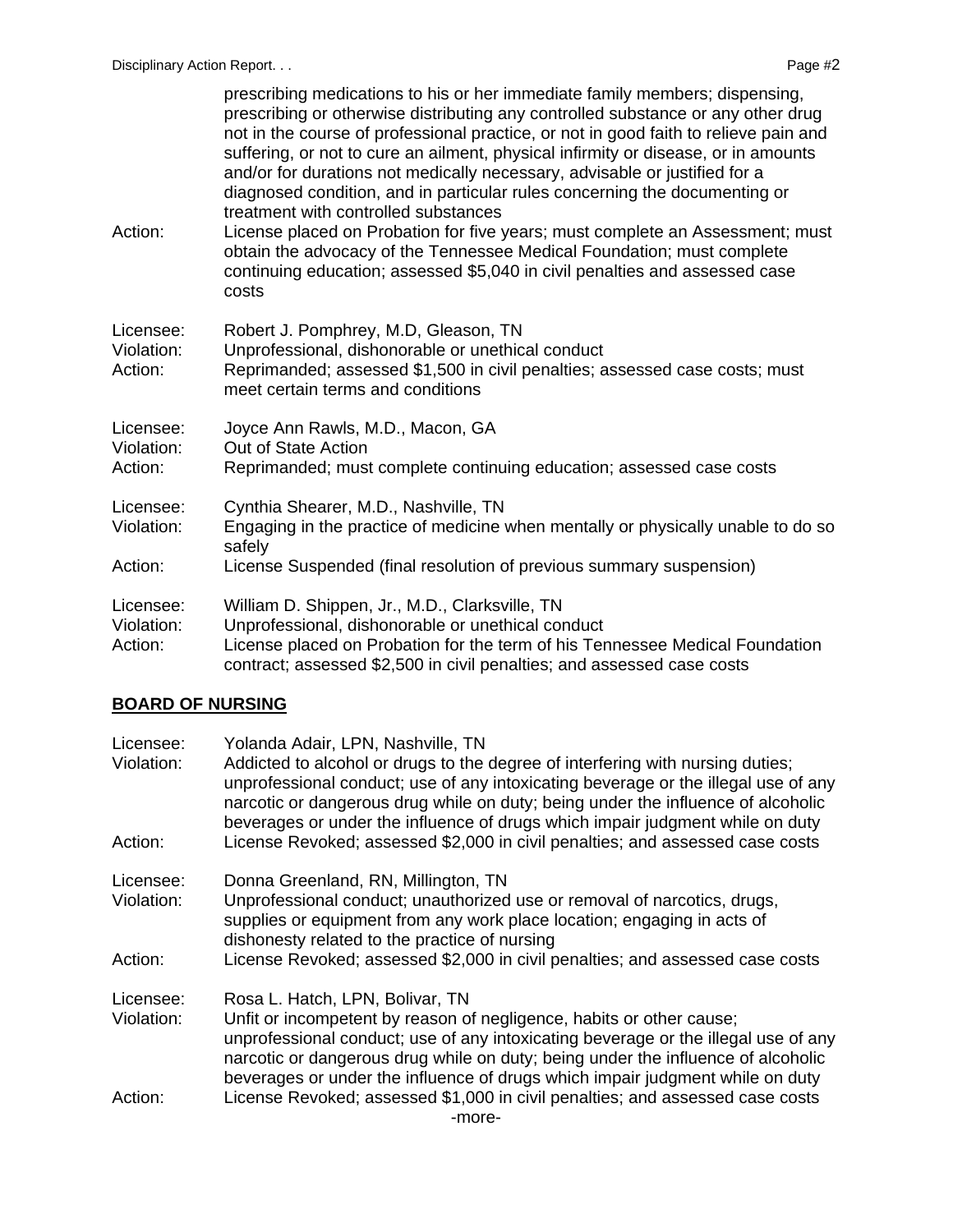prescribing medications to his or her immediate family members; dispensing, prescribing or otherwise distributing any controlled substance or any other drug not in the course of professional practice, or not in good faith to relieve pain and suffering, or not to cure an ailment, physical infirmity or disease, or in amounts and/or for durations not medically necessary, advisable or justified for a diagnosed condition, and in particular rules concerning the documenting or treatment with controlled substances

Action: License placed on Probation for five years; must complete an Assessment; must obtain the advocacy of the Tennessee Medical Foundation; must complete continuing education; assessed $5,040 in civil penalties and assessed case costs

Licensee: Robert J. Pomphrey, M.D, Gleason, TN
Violation: Unprofessional, dishonorable or unethical conduct
Action: Reprimanded; assessed $1,500 in civil penalties; assessed case costs; must meet certain terms and conditions

Licensee: Joyce Ann Rawls, M.D., Macon, GA
Violation: Out of State Action
Action: Reprimanded; must complete continuing education; assessed case costs

Licensee: Cynthia Shearer, M.D., Nashville, TN
Violation: Engaging in the practice of medicine when mentally or physically unable to do so safely
Action: License Suspended (final resolution of previous summary suspension)

Licensee: William D. Shippen, Jr., M.D., Clarksville, TN
Violation: Unprofessional, dishonorable or unethical conduct
Action: License placed on Probation for the term of his Tennessee Medical Foundation contract; assessed $2,500 in civil penalties; and assessed case costs

## BOARD OF NURSING

Licensee: Yolanda Adair, LPN, Nashville, TN
Violation: Addicted to alcohol or drugs to the degree of interfering with nursing duties; unprofessional conduct; use of any intoxicating beverage or the illegal use of any narcotic or dangerous drug while on duty; being under the influence of alcoholic beverages or under the influence of drugs which impair judgment while on duty
Action: License Revoked; assessed $2,000 in civil penalties; and assessed case costs

Licensee: Donna Greenland, RN, Millington, TN
Violation: Unprofessional conduct; unauthorized use or removal of narcotics, drugs, supplies or equipment from any work place location; engaging in acts of dishonesty related to the practice of nursing
Action: License Revoked; assessed $2,000 in civil penalties; and assessed case costs

Licensee: Rosa L. Hatch, LPN, Bolivar, TN
Violation: Unfit or incompetent by reason of negligence, habits or other cause; unprofessional conduct; use of any intoxicating beverage or the illegal use of any narcotic or dangerous drug while on duty; being under the influence of alcoholic beverages or under the influence of drugs which impair judgment while on duty
Action: License Revoked; assessed $1,000 in civil penalties; and assessed case costs

-more-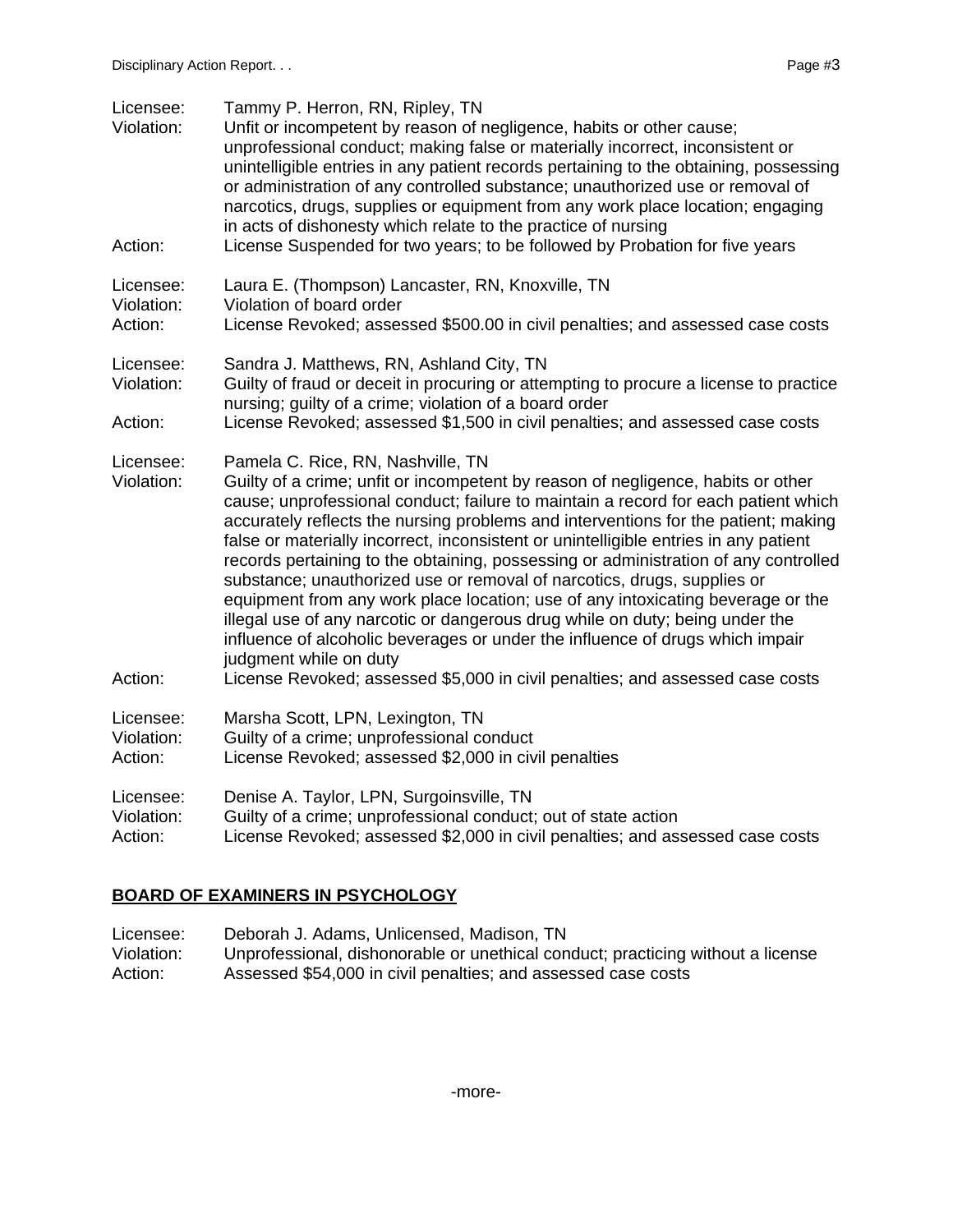Licensee: Tammy P. Herron, RN, Ripley, TN
Violation: Unfit or incompetent by reason of negligence, habits or other cause; unprofessional conduct; making false or materially incorrect, inconsistent or unintelligible entries in any patient records pertaining to the obtaining, possessing or administration of any controlled substance; unauthorized use or removal of narcotics, drugs, supplies or equipment from any work place location; engaging in acts of dishonesty which relate to the practice of nursing
Action: License Suspended for two years; to be followed by Probation for five years

Licensee: Laura E. (Thompson) Lancaster, RN, Knoxville, TN
Violation: Violation of board order
Action: License Revoked; assessed $500.00 in civil penalties; and assessed case costs

Licensee: Sandra J. Matthews, RN, Ashland City, TN
Violation: Guilty of fraud or deceit in procuring or attempting to procure a license to practice nursing; guilty of a crime; violation of a board order
Action: License Revoked; assessed $1,500 in civil penalties; and assessed case costs

Licensee: Pamela C. Rice, RN, Nashville, TN
Violation: Guilty of a crime; unfit or incompetent by reason of negligence, habits or other cause; unprofessional conduct; failure to maintain a record for each patient which accurately reflects the nursing problems and interventions for the patient; making false or materially incorrect, inconsistent or unintelligible entries in any patient records pertaining to the obtaining, possessing or administration of any controlled substance; unauthorized use or removal of narcotics, drugs, supplies or equipment from any work place location; use of any intoxicating beverage or the illegal use of any narcotic or dangerous drug while on duty; being under the influence of alcoholic beverages or under the influence of drugs which impair judgment while on duty
Action: License Revoked; assessed $5,000 in civil penalties; and assessed case costs

Licensee: Marsha Scott, LPN, Lexington, TN
Violation: Guilty of a crime; unprofessional conduct
Action: License Revoked; assessed $2,000 in civil penalties

Licensee: Denise A. Taylor, LPN, Surgoinsville, TN
Violation: Guilty of a crime; unprofessional conduct; out of state action
Action: License Revoked; assessed $2,000 in civil penalties; and assessed case costs

## BOARD OF EXAMINERS IN PSYCHOLOGY

Licensee: Deborah J. Adams, Unlicensed, Madison, TN
Violation: Unprofessional, dishonorable or unethical conduct; practicing without a license
Action: Assessed $54,000 in civil penalties; and assessed case costs

-more-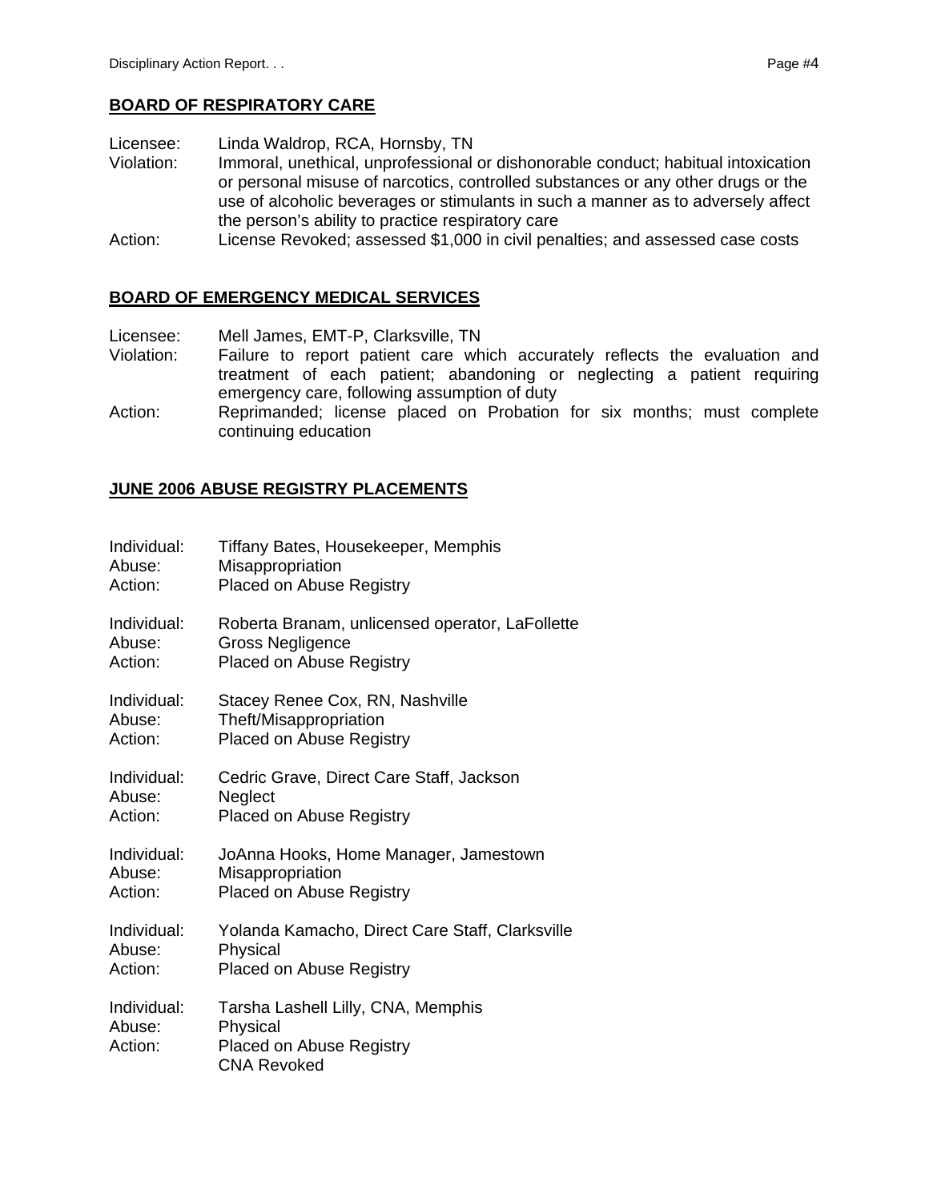## BOARD OF RESPIRATORY CARE

Licensee: Linda Waldrop, RCA, Hornsby, TN
Violation: Immoral, unethical, unprofessional or dishonorable conduct; habitual intoxication or personal misuse of narcotics, controlled substances or any other drugs or the use of alcoholic beverages or stimulants in such a manner as to adversely affect the person's ability to practice respiratory care
Action: License Revoked; assessed $1,000 in civil penalties; and assessed case costs

## BOARD OF EMERGENCY MEDICAL SERVICES

Licensee: Mell James, EMT-P, Clarksville, TN
Violation: Failure to report patient care which accurately reflects the evaluation and treatment of each patient; abandoning or neglecting a patient requiring emergency care, following assumption of duty
Action: Reprimanded; license placed on Probation for six months; must complete continuing education

## JUNE 2006 ABUSE REGISTRY PLACEMENTS

Individual: Tiffany Bates, Housekeeper, Memphis
Abuse: Misappropriation
Action: Placed on Abuse Registry

Individual: Roberta Branam, unlicensed operator, LaFollette
Abuse: Gross Negligence
Action: Placed on Abuse Registry

Individual: Stacey Renee Cox, RN, Nashville
Abuse: Theft/Misappropriation
Action: Placed on Abuse Registry

Individual: Cedric Grave, Direct Care Staff, Jackson
Abuse: Neglect
Action: Placed on Abuse Registry

Individual: JoAnna Hooks, Home Manager, Jamestown
Abuse: Misappropriation
Action: Placed on Abuse Registry

Individual: Yolanda Kamacho, Direct Care Staff, Clarksville
Abuse: Physical
Action: Placed on Abuse Registry

Individual: Tarsha Lashell Lilly, CNA, Memphis
Abuse: Physical
Action: Placed on Abuse Registry
CNA Revoked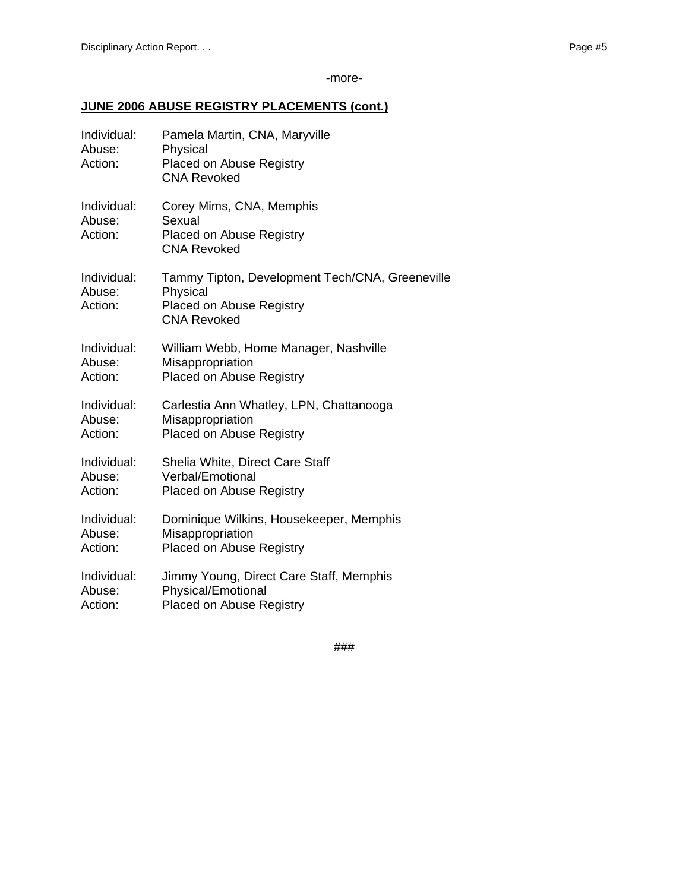-more-

## JUNE 2006 ABUSE REGISTRY PLACEMENTS (cont.)

Individual: Pamela Martin, CNA, Maryville
Abuse: Physical
Action: Placed on Abuse Registry
CNA Revoked

Individual: Corey Mims, CNA, Memphis
Abuse: Sexual
Action: Placed on Abuse Registry
CNA Revoked

Individual: Tammy Tipton, Development Tech/CNA, Greeneville
Abuse: Physical
Action: Placed on Abuse Registry
CNA Revoked

Individual: William Webb, Home Manager, Nashville
Abuse: Misappropriation
Action: Placed on Abuse Registry

Individual: Carlestia Ann Whatley, LPN, Chattanooga
Abuse: Misappropriation
Action: Placed on Abuse Registry

Individual: Shelia White, Direct Care Staff
Abuse: Verbal/Emotional
Action: Placed on Abuse Registry

Individual: Dominique Wilkins, Housekeeper, Memphis
Abuse: Misappropriation
Action: Placed on Abuse Registry

Individual: Jimmy Young, Direct Care Staff, Memphis
Abuse: Physical/Emotional
Action: Placed on Abuse Registry

###